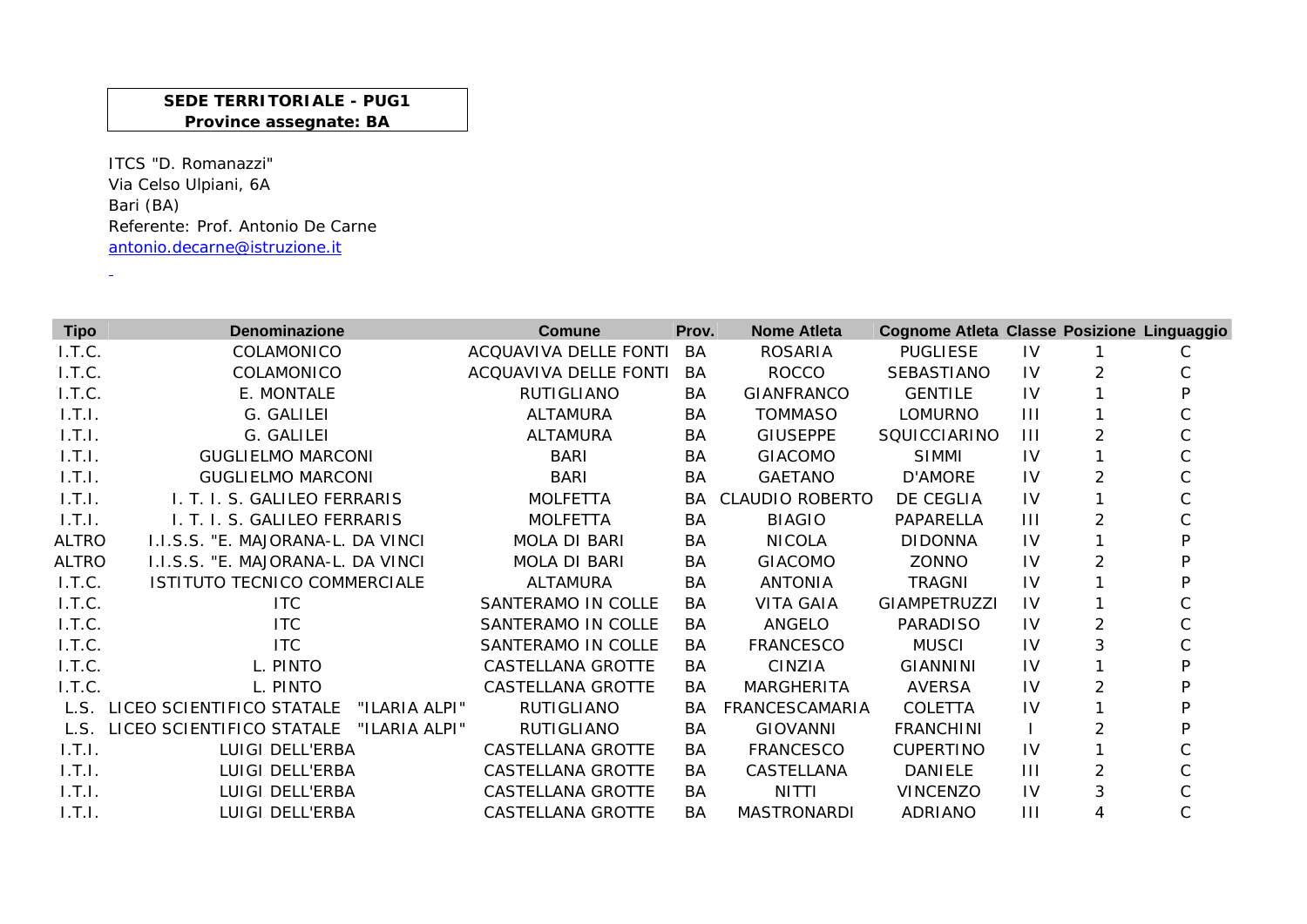**SEDE TERRITORIALE - PUG1**
**Province assegnate: BA**

ITCS "D. Romanazzi"
Via Celso Ulpiani, 6A
Bari (BA)
Referente: Prof. Antonio De Carne
antonio.decarne@istruzione.it

| Tipo | Denominazione | Comune | Prov. | Nome Atleta | Cognome Atleta | Classe | Posizione | Linguaggio |
|---|---|---|---|---|---|---|---|---|
| I.T.C. | COLAMONICO | ACQUAVIVA DELLE FONTI | BA | ROSARIA | PUGLIESE | IV | 1 | C |
| I.T.C. | COLAMONICO | ACQUAVIVA DELLE FONTI | BA | ROCCO | SEBASTIANO | IV | 2 | C |
| I.T.C. | E. MONTALE | RUTIGLIANO | BA | GIANFRANCO | GENTILE | IV | 1 | P |
| I.T.I. | G. GALILEI | ALTAMURA | BA | TOMMASO | LOMURNO | III | 1 | C |
| I.T.I. | G. GALILEI | ALTAMURA | BA | GIUSEPPE | SQUICCIARINO | III | 2 | C |
| I.T.I. | GUGLIELMO MARCONI | BARI | BA | GIACOMO | SIMMI | IV | 1 | C |
| I.T.I. | GUGLIELMO MARCONI | BARI | BA | GAETANO | D'AMORE | IV | 2 | C |
| I.T.I. | I. T. I. S. GALILEO FERRARIS | MOLFETTA | BA | CLAUDIO ROBERTO | DE CEGLIA | IV | 1 | C |
| I.T.I. | I. T. I. S. GALILEO FERRARIS | MOLFETTA | BA | BIAGIO | PAPARELLA | III | 2 | C |
| ALTRO | I.I.S.S. "E. MAJORANA-L. DA VINCI | MOLA DI BARI | BA | NICOLA | DIDONNA | IV | 1 | P |
| ALTRO | I.I.S.S. "E. MAJORANA-L. DA VINCI | MOLA DI BARI | BA | GIACOMO | ZONNO | IV | 2 | P |
| I.T.C. | ISTITUTO TECNICO COMMERCIALE | ALTAMURA | BA | ANTONIA | TRAGNI | IV | 1 | P |
| I.T.C. | ITC | SANTERAMO IN COLLE | BA | VITA GAIA | GIAMPETRUZZI | IV | 1 | C |
| I.T.C. | ITC | SANTERAMO IN COLLE | BA | ANGELO | PARADISO | IV | 2 | C |
| I.T.C. | ITC | SANTERAMO IN COLLE | BA | FRANCESCO | MUSCI | IV | 3 | C |
| I.T.C. | L. PINTO | CASTELLANA GROTTE | BA | CINZIA | GIANNINI | IV | 1 | P |
| I.T.C. | L. PINTO | CASTELLANA GROTTE | BA | MARGHERITA | AVERSA | IV | 2 | P |
| L.S. | LICEO SCIENTIFICO STATALE "ILARIA ALPI" | RUTIGLIANO | BA | FRANCESCAMARIA | COLETTA | IV | 1 | P |
| L.S. | LICEO SCIENTIFICO STATALE "ILARIA ALPI" | RUTIGLIANO | BA | GIOVANNI | FRANCHINI | I | 2 | P |
| I.T.I. | LUIGI DELL'ERBA | CASTELLANA GROTTE | BA | FRANCESCO | CUPERTINO | IV | 1 | C |
| I.T.I. | LUIGI DELL'ERBA | CASTELLANA GROTTE | BA | CASTELLANA | DANIELE | III | 2 | C |
| I.T.I. | LUIGI DELL'ERBA | CASTELLANA GROTTE | BA | NITTI | VINCENZO | IV | 3 | C |
| I.T.I. | LUIGI DELL'ERBA | CASTELLANA GROTTE | BA | MASTRONARDI | ADRIANO | III | 4 | C |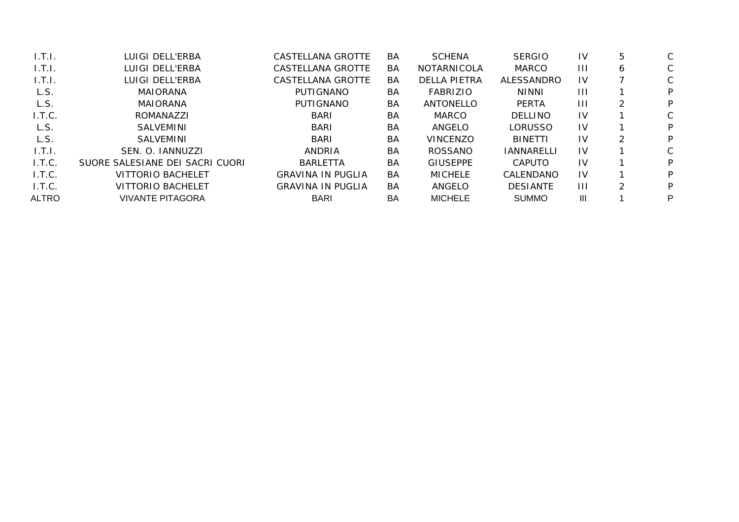| | | | | | | | | |
|---|---|---|---|---|---|---|---|---|
| I.T.I. | LUIGI DELL'ERBA | CASTELLANA GROTTE | BA | SCHENA | SERGIO | IV | 5 | C |
| I.T.I. | LUIGI DELL'ERBA | CASTELLANA GROTTE | BA | NOTARNICOLA | MARCO | III | 6 | C |
| I.T.I. | LUIGI DELL'ERBA | CASTELLANA GROTTE | BA | DELLA PIETRA | ALESSANDRO | IV | 7 | C |
| L.S. | MAIORANA | PUTIGNANO | BA | FABRIZIO | NINNI | III | 1 | P |
| L.S. | MAIORANA | PUTIGNANO | BA | ANTONELLO | PERTA | III | 2 | P |
| I.T.C. | ROMANAZZI | BARI | BA | MARCO | DELLINO | IV | 1 | C |
| L.S. | SALVEMINI | BARI | BA | ANGELO | LORUSSO | IV | 1 | P |
| L.S. | SALVEMINI | BARI | BA | VINCENZO | BINETTI | IV | 2 | P |
| I.T.I. | SEN. O. IANNUZZI | ANDRIA | BA | ROSSANO | IANNARELLI | IV | 1 | C |
| I.T.C. | SUORE SALESIANE DEI SACRI CUORI | BARLETTA | BA | GIUSEPPE | CAPUTO | IV | 1 | P |
| I.T.C. | VITTORIO BACHELET | GRAVINA IN PUGLIA | BA | MICHELE | CALENDANO | IV | 1 | P |
| I.T.C. | VITTORIO BACHELET | GRAVINA IN PUGLIA | BA | ANGELO | DESIANTE | III | 2 | P |
| ALTRO | VIVANTE PITAGORA | BARI | BA | MICHELE | SUMMO | III | 1 | P |